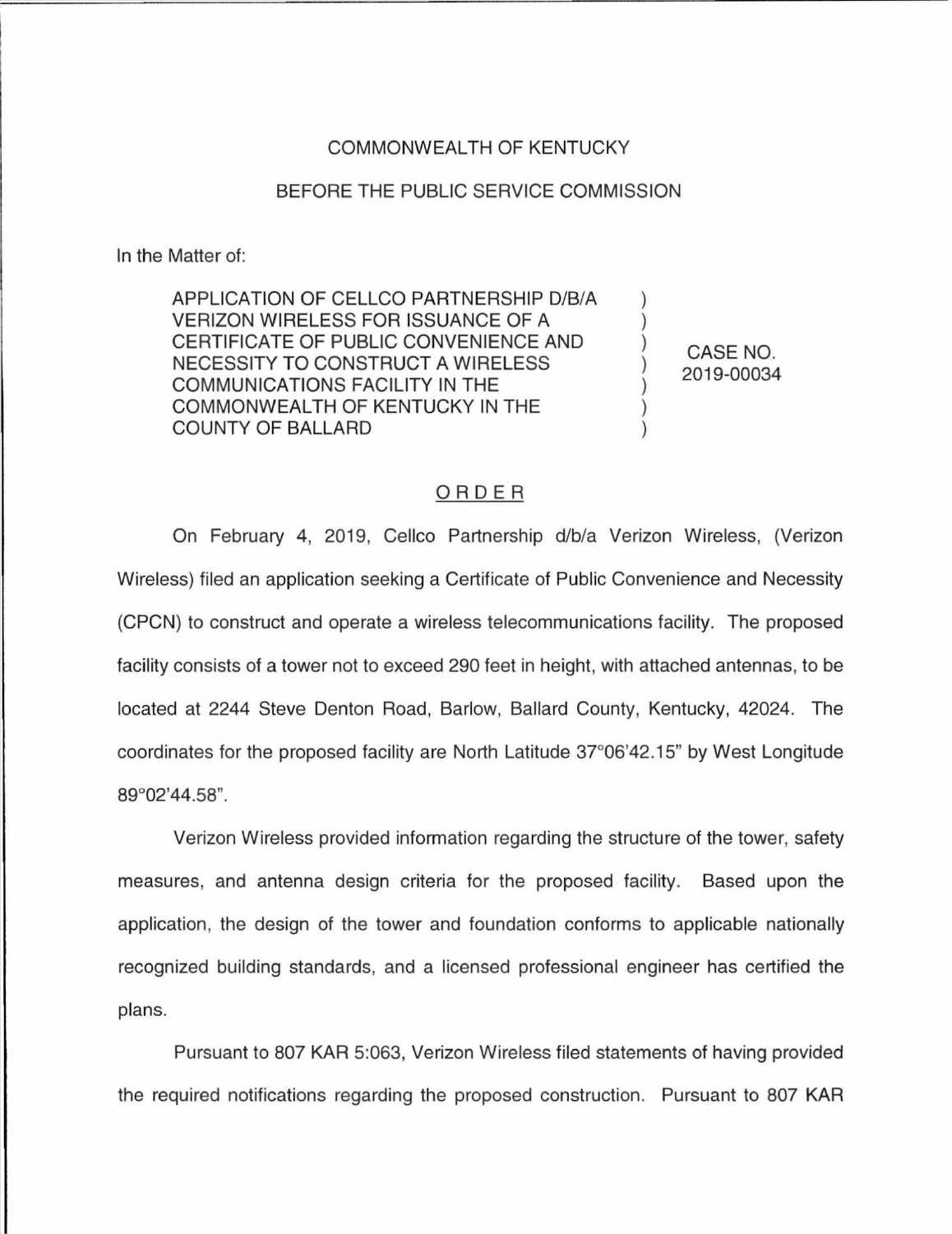COMMONWEALTH OF KENTUCKY

BEFORE THE PUBLIC SERVICE COMMISSION

In the Matter of:

| | | |
|---|---|---|
| APPLICATION OF CELLCO PARTNERSHIP D/B/A VERIZON WIRELESS FOR ISSUANCE OF A CERTIFICATE OF PUBLIC CONVENIENCE AND NECESSITY TO CONSTRUCT A WIRELESS COMMUNICATIONS FACILITY IN THE COMMONWEALTH OF KENTUCKY IN THE COUNTY OF BALLARD | ) | CASE NO. 2019-00034 |

## ORDER

On February 4, 2019, Cellco Partnership d/b/a Verizon Wireless, (Verizon Wireless) filed an application seeking a Certificate of Public Convenience and Necessity (CPCN) to construct and operate a wireless telecommunications facility. The proposed facility consists of a tower not to exceed 290 feet in height, with attached antennas, to be located at 2244 Steve Denton Road, Barlow, Ballard County, Kentucky, 42024. The coordinates for the proposed facility are North Latitude 37°06'42.15" by West Longitude 89°02'44.58".

Verizon Wireless provided information regarding the structure of the tower, safety measures, and antenna design criteria for the proposed facility. Based upon the application, the design of the tower and foundation conforms to applicable nationally recognized building standards, and a licensed professional engineer has certified the plans.

Pursuant to 807 KAR 5:063, Verizon Wireless filed statements of having provided the required notifications regarding the proposed construction. Pursuant to 807 KAR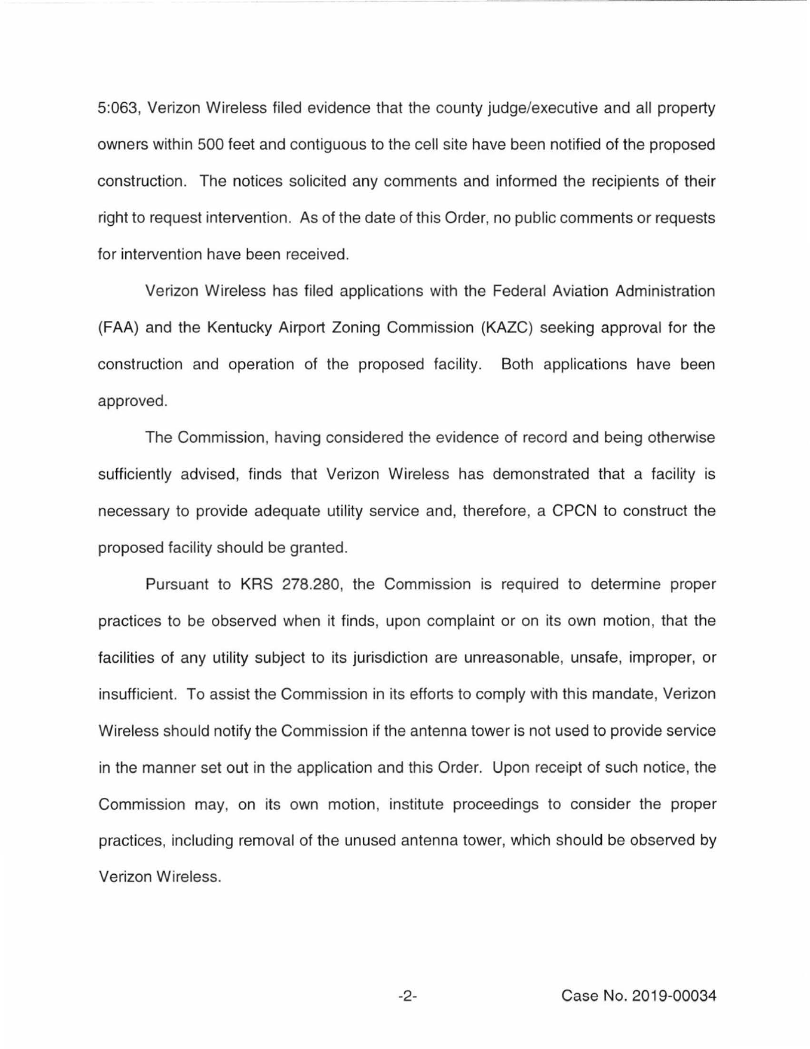5:063, Verizon Wireless filed evidence that the county judge/executive and all property owners within 500 feet and contiguous to the cell site have been notified of the proposed construction. The notices solicited any comments and informed the recipients of their right to request intervention. As of the date of this Order, no public comments or requests for intervention have been received.

Verizon Wireless has filed applications with the Federal Aviation Administration (FAA) and the Kentucky Airport Zoning Commission (KAZC) seeking approval for the construction and operation of the proposed facility. Both applications have been approved.

The Commission, having considered the evidence of record and being otherwise sufficiently advised, finds that Verizon Wireless has demonstrated that a facility is necessary to provide adequate utility service and, therefore, a CPCN to construct the proposed facility should be granted.

Pursuant to KRS 278.280, the Commission is required to determine proper practices to be observed when it finds, upon complaint or on its own motion, that the facilities of any utility subject to its jurisdiction are unreasonable, unsafe, improper, or insufficient. To assist the Commission in its efforts to comply with this mandate, Verizon Wireless should notify the Commission if the antenna tower is not used to provide service in the manner set out in the application and this Order. Upon receipt of such notice, the Commission may, on its own motion, institute proceedings to consider the proper practices, including removal of the unused antenna tower, which should be observed by Verizon Wireless.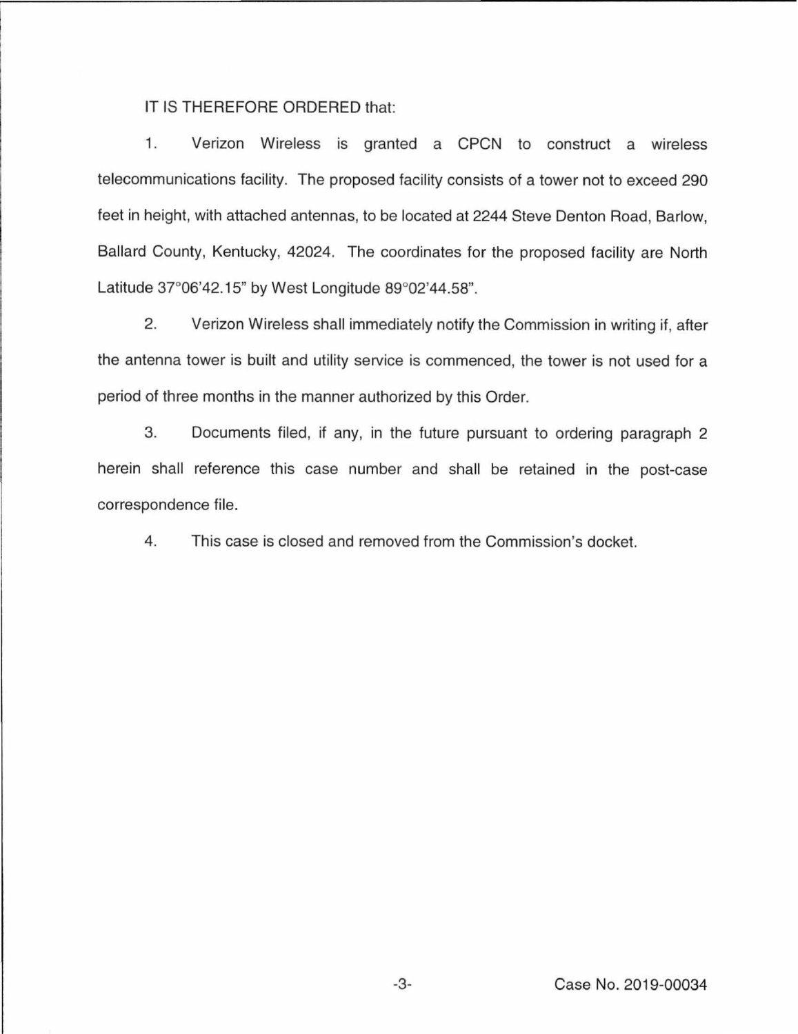IT IS THEREFORE ORDERED that:

1. Verizon Wireless is granted a CPCN to construct a wireless telecommunications facility. The proposed facility consists of a tower not to exceed 290 feet in height, with attached antennas, to be located at 2244 Steve Denton Road, Barlow, Ballard County, Kentucky, 42024. The coordinates for the proposed facility are North Latitude 37°06'42.15" by West Longitude 89°02'44.58".

2. Verizon Wireless shall immediately notify the Commission in writing if, after the antenna tower is built and utility service is commenced, the tower is not used for a period of three months in the manner authorized by this Order.

3. Documents filed, if any, in the future pursuant to ordering paragraph 2 herein shall reference this case number and shall be retained in the post-case correspondence file.

4. This case is closed and removed from the Commission's docket.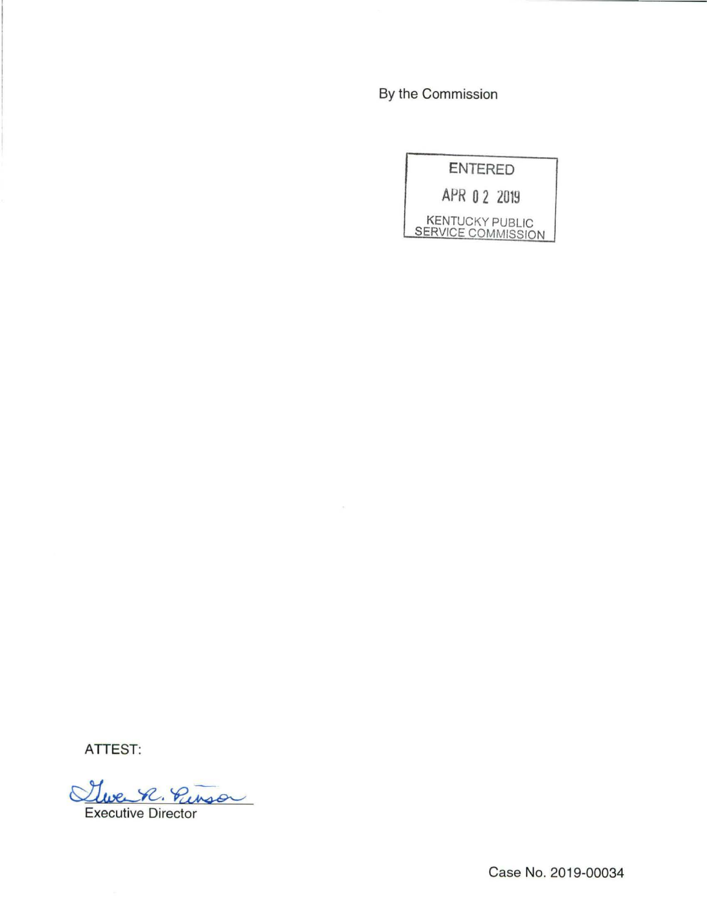By the Commission

ENTERED

APR 02 2019

KENTUCKY PUBLIC SERVICE COMMISSION

ATTEST:

Gwen R. Pinson

Executive Director

Case No. 2019-00034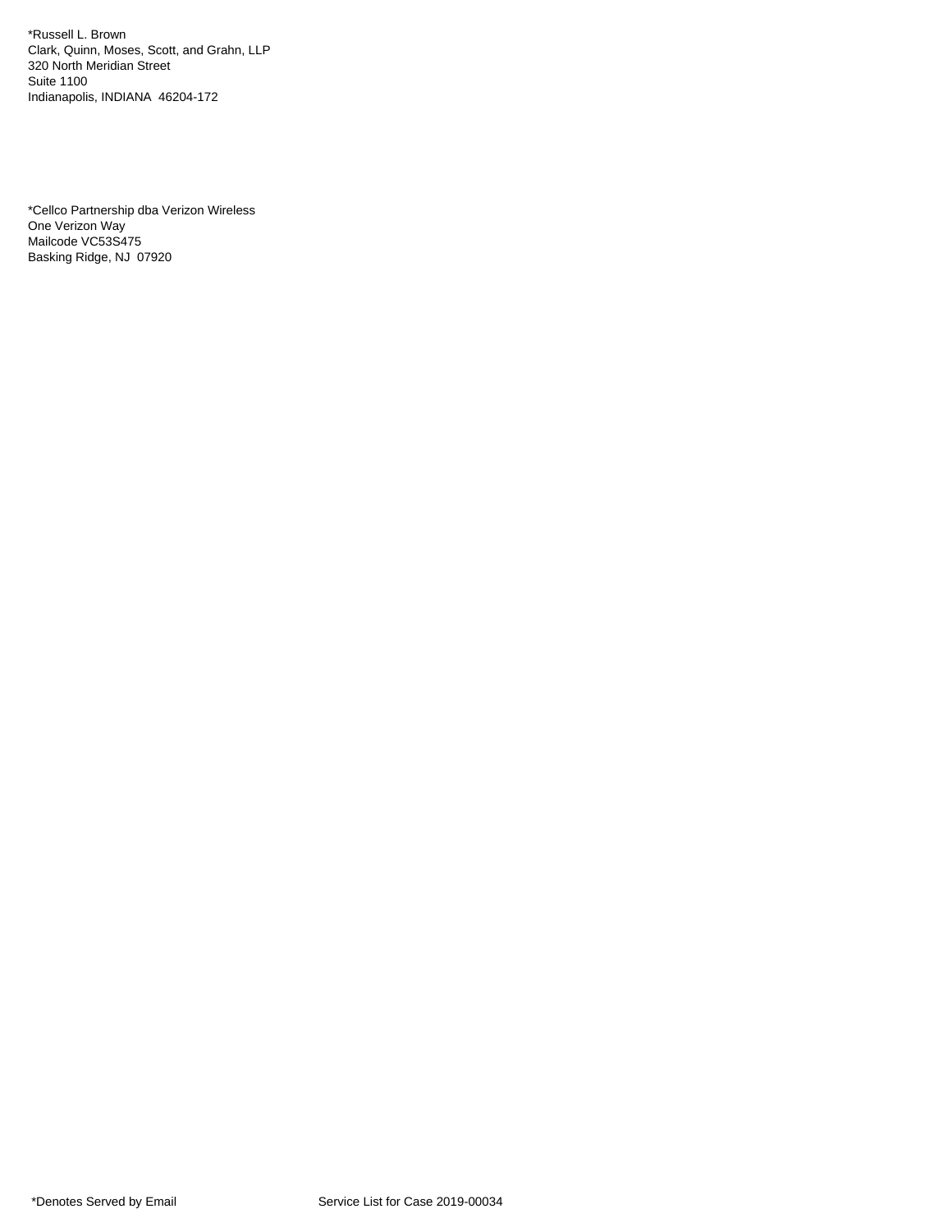*Russell L. Brown
Clark, Quinn, Moses, Scott, and Grahn, LLP
320 North Meridian Street
Suite 1100
Indianapolis, INDIANA  46204-172

*Cellco Partnership dba Verizon Wireless
One Verizon Way
Mailcode VC53S475
Basking Ridge, NJ  07920

*Denotes Served by Email

Service List for Case 2019-00034